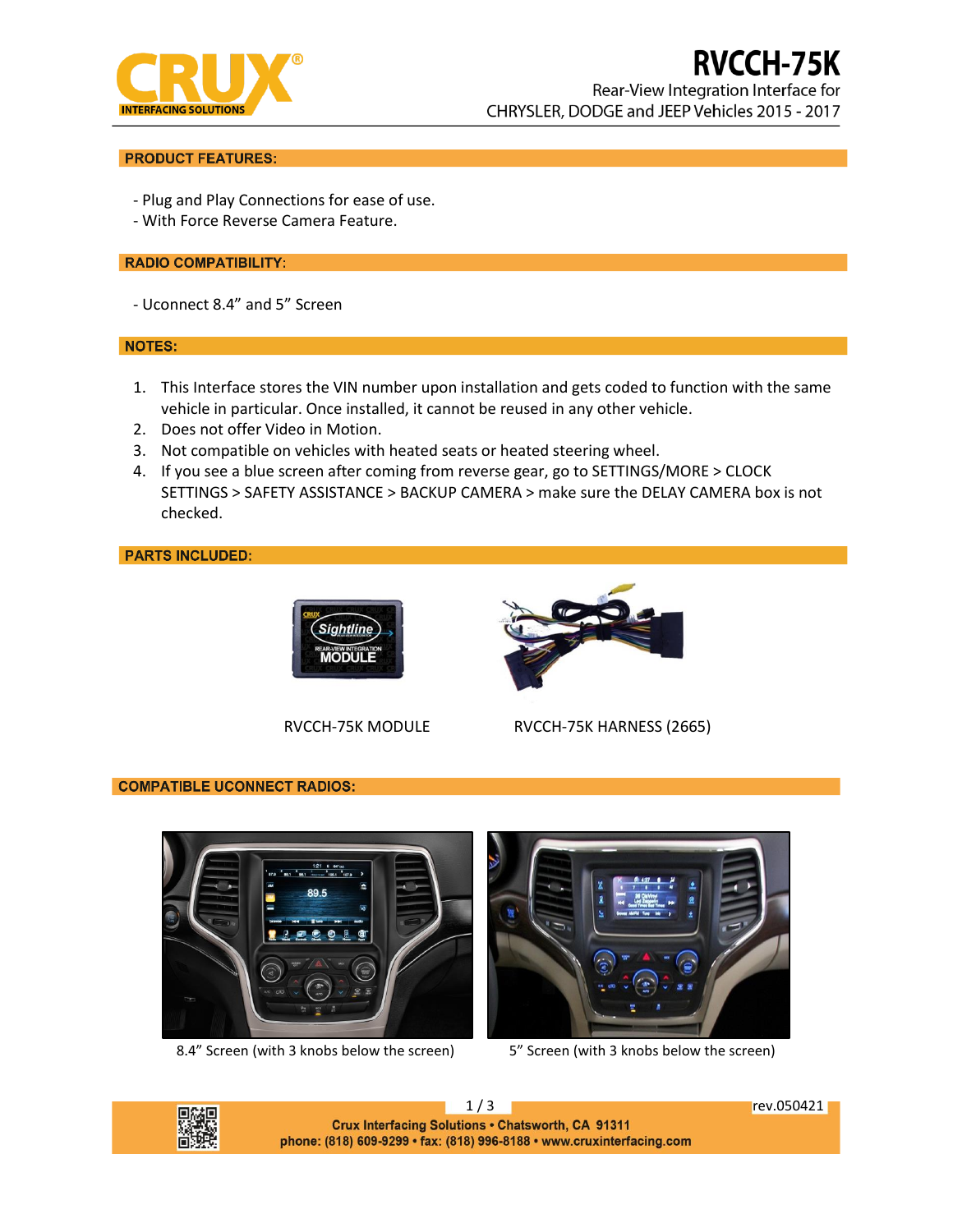# RVCCH-75K

Rear-View Integration Interface for CHRYSLER, DODGE and JEEP Vehicles 2015 - 2017

## PRODUCT FEATURES:

- Plug and Play Connections for ease of use.
- With Force Reverse Camera Feature.

## RADIO COMPATIBILITY:

- Uconnect 8.4" and 5" Screen

## NOTES:

1. This Interface stores the VIN number upon installation and gets coded to function with the same vehicle in particular. Once installed, it cannot be reused in any other vehicle.
2. Does not offer Video in Motion.
3. Not compatible on vehicles with heated seats or heated steering wheel.
4. If you see a blue screen after coming from reverse gear, go to SETTINGS/MORE > CLOCK SETTINGS > SAFETY ASSISTANCE > BACKUP CAMERA > make sure the DELAY CAMERA box is not checked.

## PARTS INCLUDED:

RVCCH-75K MODULE

RVCCH-75K HARNESS (2665)

## COMPATIBLE UCONNECT RADIOS:

8.4" Screen (with 3 knobs below the screen)

5" Screen (with 3 knobs below the screen)

rev.050421

Crux Interfacing Solutions • Chatsworth, CA 91311
phone: (818) 609-9299 • fax: (818) 996-8188 • www.cruxinterfacing.com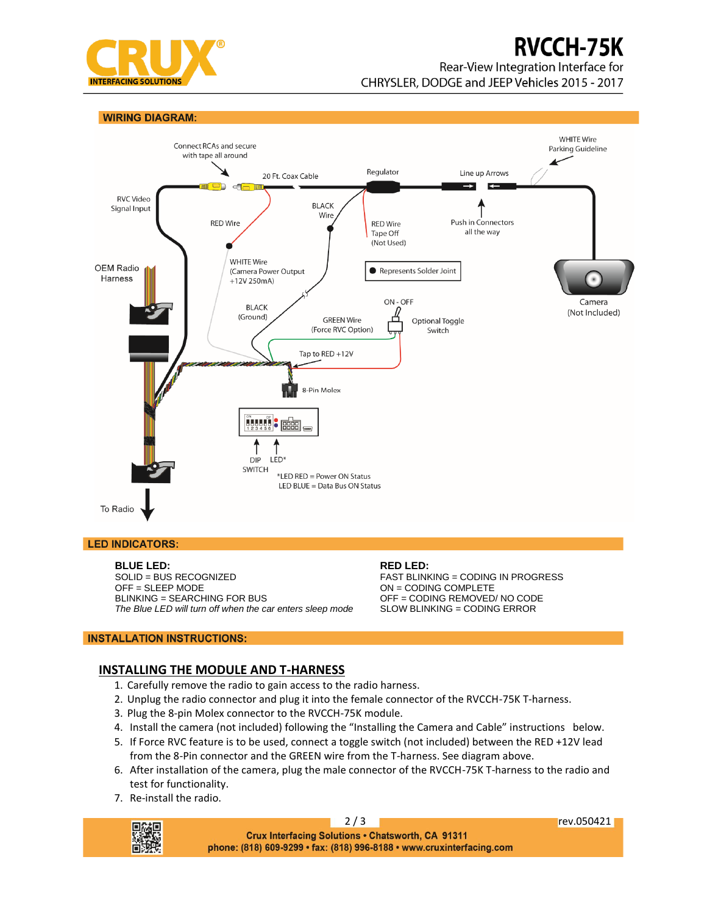# RVCCH-75K

Rear-View Integration Interface for CHRYSLER, DODGE and JEEP Vehicles 2015 - 2017

## WIRING DIAGRAM:

Connect RCAs and secure with tape all around

20 Ft. Coax Cable

Regulator

Line up Arrows

WHITE Wire Parking Guideline

RVC Video Signal Input

RED Wire

BLACK Wire

RED Wire Tape Off (Not Used)

Push in Connectors all the way

WHITE Wire (Camera Power Output +12V 250mA)

Represents Solder Joint

OEM Radio Harness

BLACK (Ground)

ON - OFF

GREEN Wire (Force RVC Option)

Optional Toggle Switch

Camera (Not Included)

Tap to RED +12V

8-Pin Molex

DIP SWITCH

LED*

*LED RED = Power ON Status
LED BLUE = Data Bus ON Status

To Radio

## LED INDICATORS:

**BLUE LED:**
SOLID = BUS RECOGNIZED
OFF = SLEEP MODE
BLINKING = SEARCHING FOR BUS
*The Blue LED will turn off when the car enters sleep mode*

**RED LED:**
FAST BLINKING = CODING IN PROGRESS
ON = CODING COMPLETE
OFF = CODING REMOVED/ NO CODE
SLOW BLINKING = CODING ERROR

## INSTALLATION INSTRUCTIONS:

### INSTALLING THE MODULE AND T-HARNESS

1. Carefully remove the radio to gain access to the radio harness.
2. Unplug the radio connector and plug it into the female connector of the RVCCH-75K T-harness.
3. Plug the 8-pin Molex connector to the RVCCH-75K module.
4. Install the camera (not included) following the "Installing the Camera and Cable" instructions below.
5. If Force RVC feature is to be used, connect a toggle switch (not included) between the RED +12V lead from the 8-Pin connector and the GREEN wire from the T-harness. See diagram above.
6. After installation of the camera, plug the male connector of the RVCCH-75K T-harness to the radio and test for functionality.
7. Re-install the radio.

rev.050421

**Crux Interfacing Solutions • Chatsworth, CA 91311**
**phone: (818) 609-9299 • fax: (818) 996-8188 • www.cruxinterfacing.com**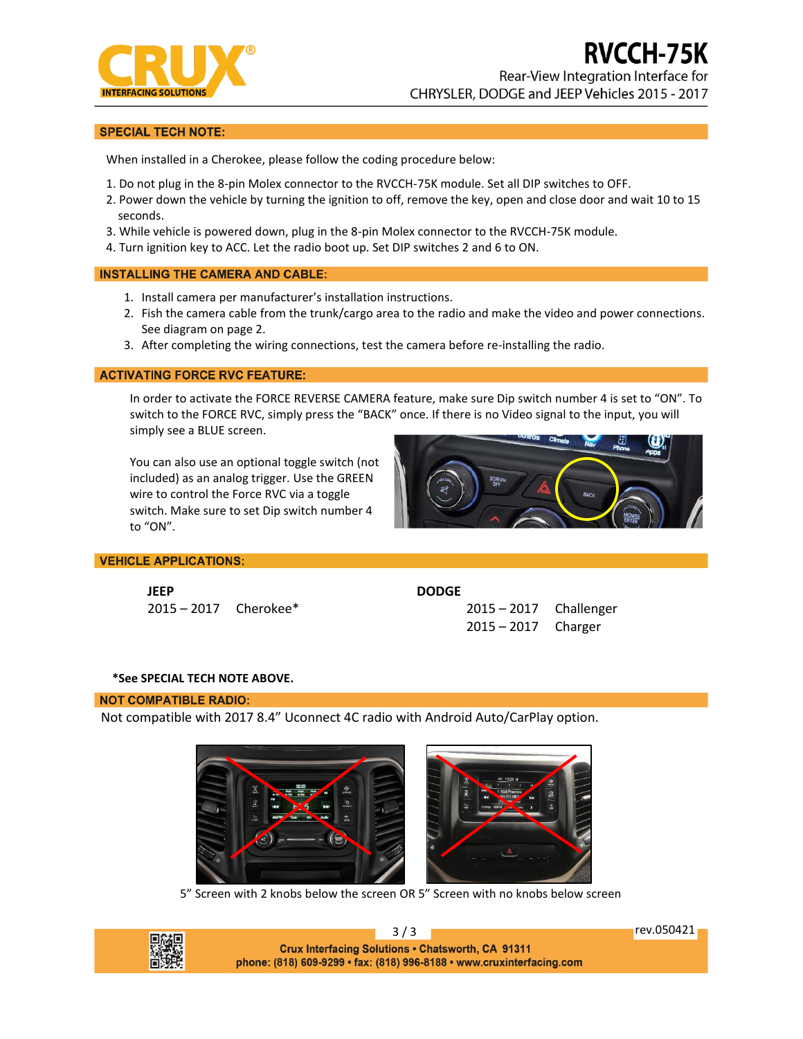# RVCCH-75K

Rear-View Integration Interface for CHRYSLER, DODGE and JEEP Vehicles 2015 - 2017

## SPECIAL TECH NOTE:

When installed in a Cherokee, please follow the coding procedure below:

1. Do not plug in the 8-pin Molex connector to the RVCCH-75K module. Set all DIP switches to OFF.
2. Power down the vehicle by turning the ignition to off, remove the key, open and close door and wait 10 to 15 seconds.
3. While vehicle is powered down, plug in the 8-pin Molex connector to the RVCCH-75K module.
4. Turn ignition key to ACC. Let the radio boot up. Set DIP switches 2 and 6 to ON.

## INSTALLING THE CAMERA AND CABLE:

1. Install camera per manufacturer's installation instructions.
2. Fish the camera cable from the trunk/cargo area to the radio and make the video and power connections. See diagram on page 2.
3. After completing the wiring connections, test the camera before re-installing the radio.

## ACTIVATING FORCE RVC FEATURE:

In order to activate the FORCE REVERSE CAMERA feature, make sure Dip switch number 4 is set to "ON". To switch to the FORCE RVC, simply press the "BACK" once. If there is no Video signal to the input, you will simply see a BLUE screen.

You can also use an optional toggle switch (not included) as an analog trigger. Use the GREEN wire to control the Force RVC via a toggle switch. Make sure to set Dip switch number 4 to "ON".

## VEHICLE APPLICATIONS:

**JEEP**

2015 – 2017 Cherokee*

**DODGE**

2015 – 2017 Challenger

2015 – 2017 Charger

***See SPECIAL TECH NOTE ABOVE.**

## NOT COMPATIBLE RADIO:

Not compatible with 2017 8.4" Uconnect 4C radio with Android Auto/CarPlay option.

5" Screen with 2 knobs below the screen OR 5" Screen with no knobs below screen

rev.050421

Crux Interfacing Solutions • Chatsworth, CA 91311
phone: (818) 609-9299 • fax: (818) 996-8188 • www.cruxinterfacing.com